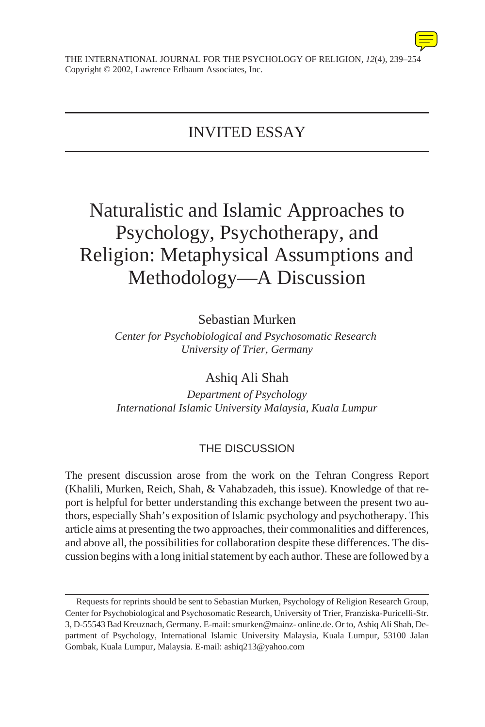THE INTERNATIONAL JOURNAL FOR THE PSYCHOLOGY OF RELIGION, *12*(4), 239–254
Copyright © 2002, Lawrence Erlbaum Associates, Inc.

## INVITED ESSAY

# Naturalistic and Islamic Approaches to Psychology, Psychotherapy, and Religion: Metaphysical Assumptions and Methodology—A Discussion

Sebastian Murken

*Center for Psychobiological and Psychosomatic Research*
*University of Trier, Germany*

Ashiq Ali Shah

*Department of Psychology*
*International Islamic University Malaysia, Kuala Lumpur*

## THE DISCUSSION

The present discussion arose from the work on the Tehran Congress Report (Khalili, Murken, Reich, Shah, & Vahabzadeh, this issue). Knowledge of that report is helpful for better understanding this exchange between the present two authors, especially Shah's exposition of Islamic psychology and psychotherapy. This article aims at presenting the two approaches, their commonalities and differences, and above all, the possibilities for collaboration despite these differences. The discussion begins with a long initial statement by each author. These are followed by a

---

Requests for reprints should be sent to Sebastian Murken, Psychology of Religion Research Group, Center for Psychobiological and Psychosomatic Research, University of Trier, Franziska-Puricelli-Str. 3, D-55543 Bad Kreuznach, Germany. E-mail: smurken@mainz- online.de. Or to, Ashiq Ali Shah, Department of Psychology, International Islamic University Malaysia, Kuala Lumpur, 53100 Jalan Gombak, Kuala Lumpur, Malaysia. E-mail: ashiq213@yahoo.com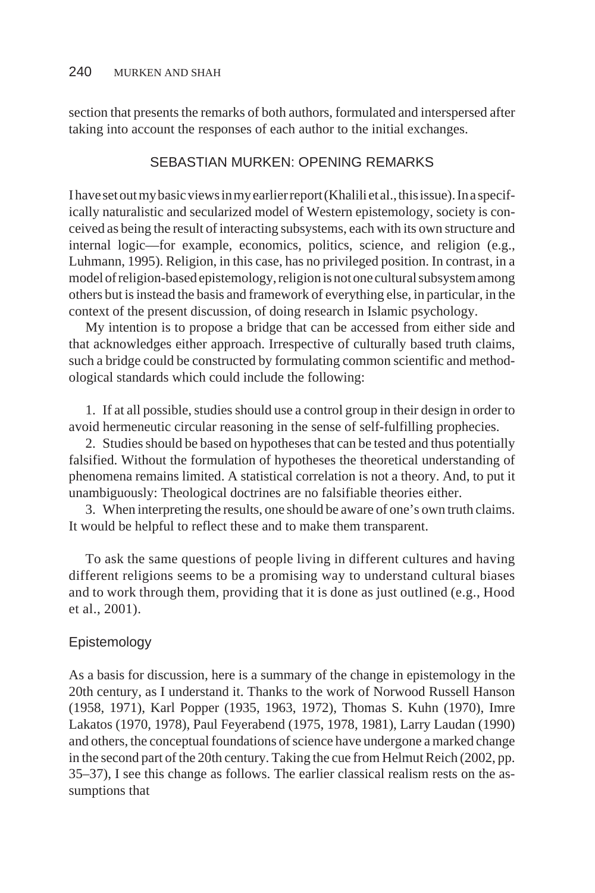section that presents the remarks of both authors, formulated and interspersed after taking into account the responses of each author to the initial exchanges.

## SEBASTIAN MURKEN: OPENING REMARKS

I have set out my basic views in my earlier report (Khalili et al., this issue). In a specifically naturalistic and secularized model of Western epistemology, society is conceived as being the result of interacting subsystems, each with its own structure and internal logic—for example, economics, politics, science, and religion (e.g., Luhmann, 1995). Religion, in this case, has no privileged position. In contrast, in a model of religion-based epistemology, religion is not one cultural subsystem among others but is instead the basis and framework of everything else, in particular, in the context of the present discussion, of doing research in Islamic psychology.

My intention is to propose a bridge that can be accessed from either side and that acknowledges either approach. Irrespective of culturally based truth claims, such a bridge could be constructed by formulating common scientific and methodological standards which could include the following:

1. If at all possible, studies should use a control group in their design in order to avoid hermeneutic circular reasoning in the sense of self-fulfilling prophecies.
2. Studies should be based on hypotheses that can be tested and thus potentially falsified. Without the formulation of hypotheses the theoretical understanding of phenomena remains limited. A statistical correlation is not a theory. And, to put it unambiguously: Theological doctrines are no falsifiable theories either.
3. When interpreting the results, one should be aware of one's own truth claims. It would be helpful to reflect these and to make them transparent.

To ask the same questions of people living in different cultures and having different religions seems to be a promising way to understand cultural biases and to work through them, providing that it is done as just outlined (e.g., Hood et al., 2001).

### Epistemology

As a basis for discussion, here is a summary of the change in epistemology in the 20th century, as I understand it. Thanks to the work of Norwood Russell Hanson (1958, 1971), Karl Popper (1935, 1963, 1972), Thomas S. Kuhn (1970), Imre Lakatos (1970, 1978), Paul Feyerabend (1975, 1978, 1981), Larry Laudan (1990) and others, the conceptual foundations of science have undergone a marked change in the second part of the 20th century. Taking the cue from Helmut Reich (2002, pp. 35–37), I see this change as follows. The earlier classical realism rests on the assumptions that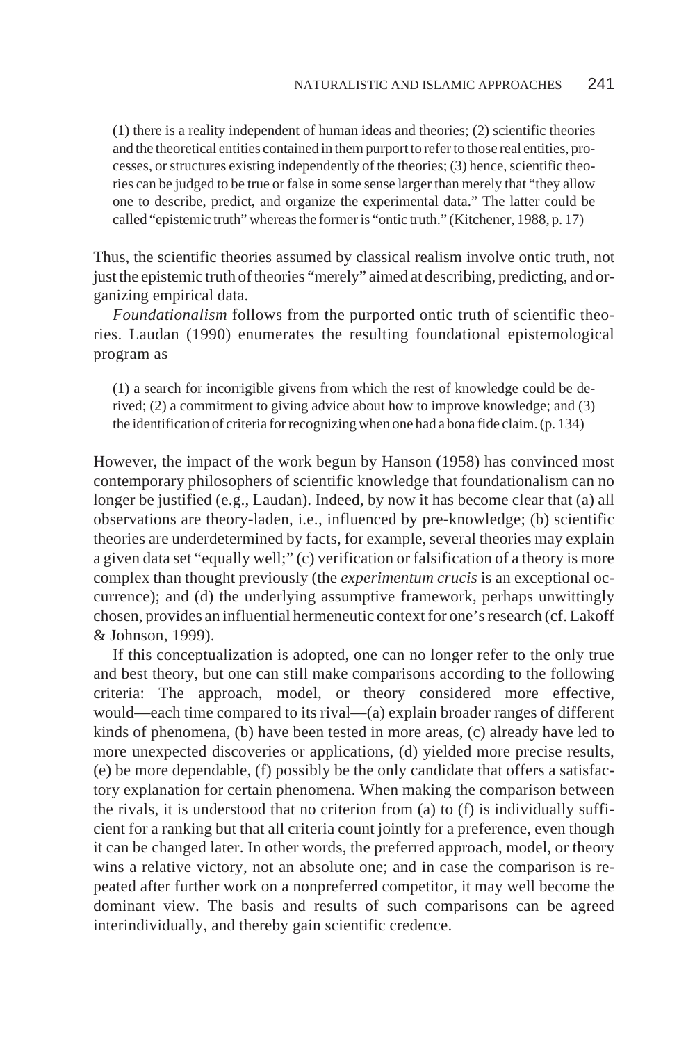> (1) there is a reality independent of human ideas and theories; (2) scientific theories and the theoretical entities contained in them purport to refer to those real entities, processes, or structures existing independently of the theories; (3) hence, scientific theories can be judged to be true or false in some sense larger than merely that "they allow one to describe, predict, and organize the experimental data." The latter could be called "epistemic truth" whereas the former is "ontic truth." (Kitchener, 1988, p. 17)

Thus, the scientific theories assumed by classical realism involve ontic truth, not just the epistemic truth of theories "merely" aimed at describing, predicting, and organizing empirical data.

*Foundationalism* follows from the purported ontic truth of scientific theories. Laudan (1990) enumerates the resulting foundational epistemological program as

> (1) a search for incorrigible givens from which the rest of knowledge could be derived; (2) a commitment to giving advice about how to improve knowledge; and (3) the identification of criteria for recognizing when one had a bona fide claim. (p. 134)

However, the impact of the work begun by Hanson (1958) has convinced most contemporary philosophers of scientific knowledge that foundationalism can no longer be justified (e.g., Laudan). Indeed, by now it has become clear that (a) all observations are theory-laden, i.e., influenced by pre-knowledge; (b) scientific theories are underdetermined by facts, for example, several theories may explain a given data set "equally well;" (c) verification or falsification of a theory is more complex than thought previously (the *experimentum crucis* is an exceptional occurrence); and (d) the underlying assumptive framework, perhaps unwittingly chosen, provides an influential hermeneutic context for one's research (cf. Lakoff & Johnson, 1999).

If this conceptualization is adopted, one can no longer refer to the only true and best theory, but one can still make comparisons according to the following criteria: The approach, model, or theory considered more effective, would—each time compared to its rival—(a) explain broader ranges of different kinds of phenomena, (b) have been tested in more areas, (c) already have led to more unexpected discoveries or applications, (d) yielded more precise results, (e) be more dependable, (f) possibly be the only candidate that offers a satisfactory explanation for certain phenomena. When making the comparison between the rivals, it is understood that no criterion from (a) to (f) is individually sufficient for a ranking but that all criteria count jointly for a preference, even though it can be changed later. In other words, the preferred approach, model, or theory wins a relative victory, not an absolute one; and in case the comparison is repeated after further work on a nonpreferred competitor, it may well become the dominant view. The basis and results of such comparisons can be agreed interindividually, and thereby gain scientific credence.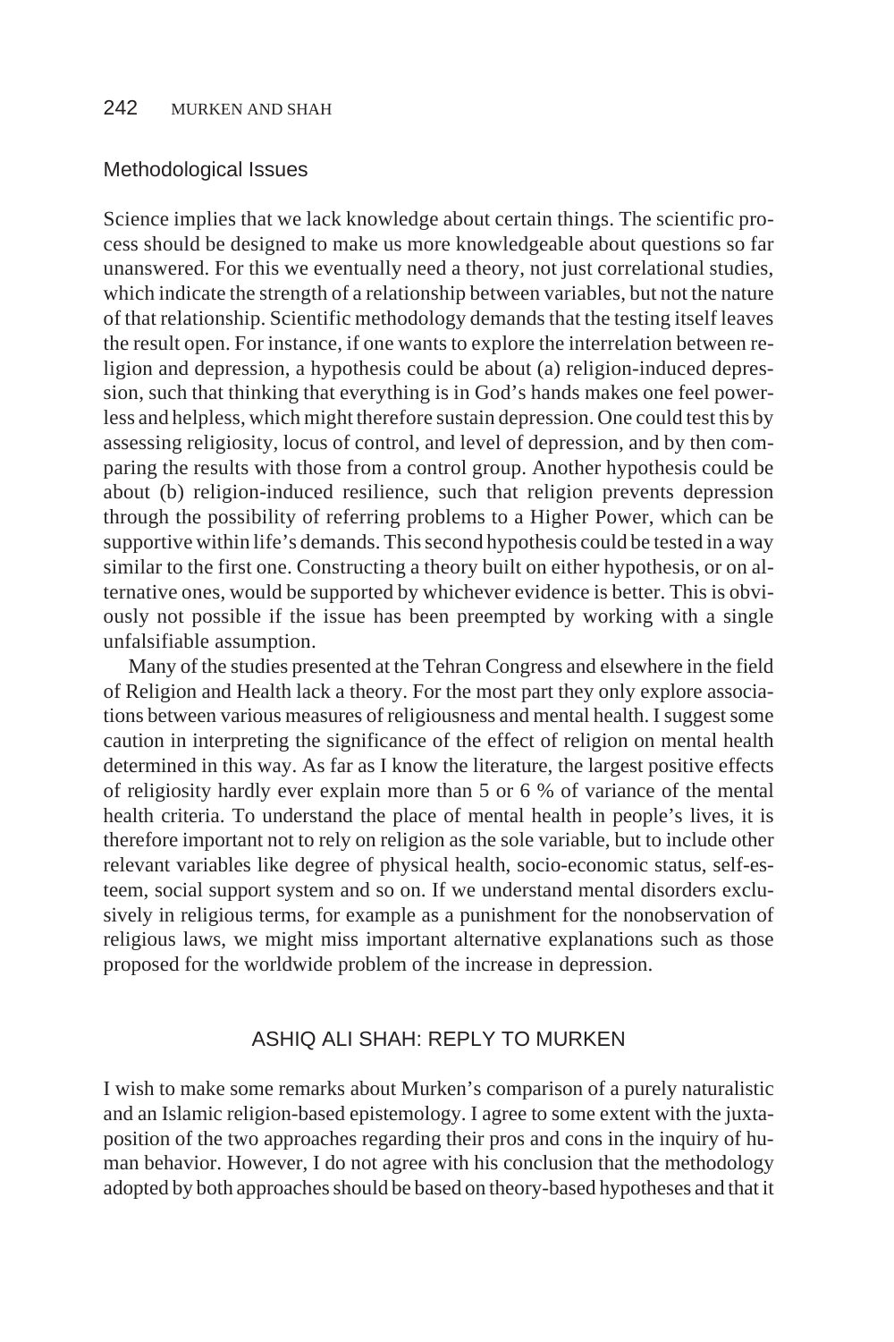## Methodological Issues

Science implies that we lack knowledge about certain things. The scientific process should be designed to make us more knowledgeable about questions so far unanswered. For this we eventually need a theory, not just correlational studies, which indicate the strength of a relationship between variables, but not the nature of that relationship. Scientific methodology demands that the testing itself leaves the result open. For instance, if one wants to explore the interrelation between religion and depression, a hypothesis could be about (a) religion-induced depression, such that thinking that everything is in God's hands makes one feel powerless and helpless, which might therefore sustain depression. One could test this by assessing religiosity, locus of control, and level of depression, and by then comparing the results with those from a control group. Another hypothesis could be about (b) religion-induced resilience, such that religion prevents depression through the possibility of referring problems to a Higher Power, which can be supportive within life's demands. This second hypothesis could be tested in a way similar to the first one. Constructing a theory built on either hypothesis, or on alternative ones, would be supported by whichever evidence is better. This is obviously not possible if the issue has been preempted by working with a single unfalsifiable assumption.

Many of the studies presented at the Tehran Congress and elsewhere in the field of Religion and Health lack a theory. For the most part they only explore associations between various measures of religiousness and mental health. I suggest some caution in interpreting the significance of the effect of religion on mental health determined in this way. As far as I know the literature, the largest positive effects of religiosity hardly ever explain more than 5 or 6 % of variance of the mental health criteria. To understand the place of mental health in people's lives, it is therefore important not to rely on religion as the sole variable, but to include other relevant variables like degree of physical health, socio-economic status, self-esteem, social support system and so on. If we understand mental disorders exclusively in religious terms, for example as a punishment for the nonobservation of religious laws, we might miss important alternative explanations such as those proposed for the worldwide problem of the increase in depression.

## ASHIQ ALI SHAH: REPLY TO MURKEN

I wish to make some remarks about Murken's comparison of a purely naturalistic and an Islamic religion-based epistemology. I agree to some extent with the juxtaposition of the two approaches regarding their pros and cons in the inquiry of human behavior. However, I do not agree with his conclusion that the methodology adopted by both approaches should be based on theory-based hypotheses and that it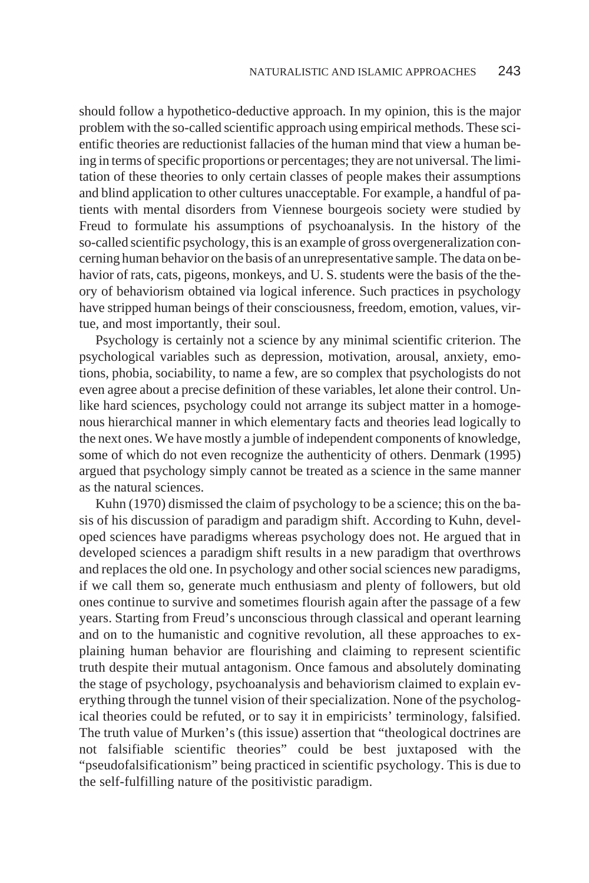should follow a hypothetico-deductive approach. In my opinion, this is the major problem with the so-called scientific approach using empirical methods. These scientific theories are reductionist fallacies of the human mind that view a human being in terms of specific proportions or percentages; they are not universal. The limitation of these theories to only certain classes of people makes their assumptions and blind application to other cultures unacceptable. For example, a handful of patients with mental disorders from Viennese bourgeois society were studied by Freud to formulate his assumptions of psychoanalysis. In the history of the so-called scientific psychology, this is an example of gross overgeneralization concerning human behavior on the basis of an unrepresentative sample. The data on behavior of rats, cats, pigeons, monkeys, and U. S. students were the basis of the theory of behaviorism obtained via logical inference. Such practices in psychology have stripped human beings of their consciousness, freedom, emotion, values, virtue, and most importantly, their soul.

Psychology is certainly not a science by any minimal scientific criterion. The psychological variables such as depression, motivation, arousal, anxiety, emotions, phobia, sociability, to name a few, are so complex that psychologists do not even agree about a precise definition of these variables, let alone their control. Unlike hard sciences, psychology could not arrange its subject matter in a homogenous hierarchical manner in which elementary facts and theories lead logically to the next ones. We have mostly a jumble of independent components of knowledge, some of which do not even recognize the authenticity of others. Denmark (1995) argued that psychology simply cannot be treated as a science in the same manner as the natural sciences.

Kuhn (1970) dismissed the claim of psychology to be a science; this on the basis of his discussion of paradigm and paradigm shift. According to Kuhn, developed sciences have paradigms whereas psychology does not. He argued that in developed sciences a paradigm shift results in a new paradigm that overthrows and replaces the old one. In psychology and other social sciences new paradigms, if we call them so, generate much enthusiasm and plenty of followers, but old ones continue to survive and sometimes flourish again after the passage of a few years. Starting from Freud's unconscious through classical and operant learning and on to the humanistic and cognitive revolution, all these approaches to explaining human behavior are flourishing and claiming to represent scientific truth despite their mutual antagonism. Once famous and absolutely dominating the stage of psychology, psychoanalysis and behaviorism claimed to explain everything through the tunnel vision of their specialization. None of the psychological theories could be refuted, or to say it in empiricists' terminology, falsified. The truth value of Murken's (this issue) assertion that "theological doctrines are not falsifiable scientific theories" could be best juxtaposed with the "pseudofalsificationism" being practiced in scientific psychology. This is due to the self-fulfilling nature of the positivistic paradigm.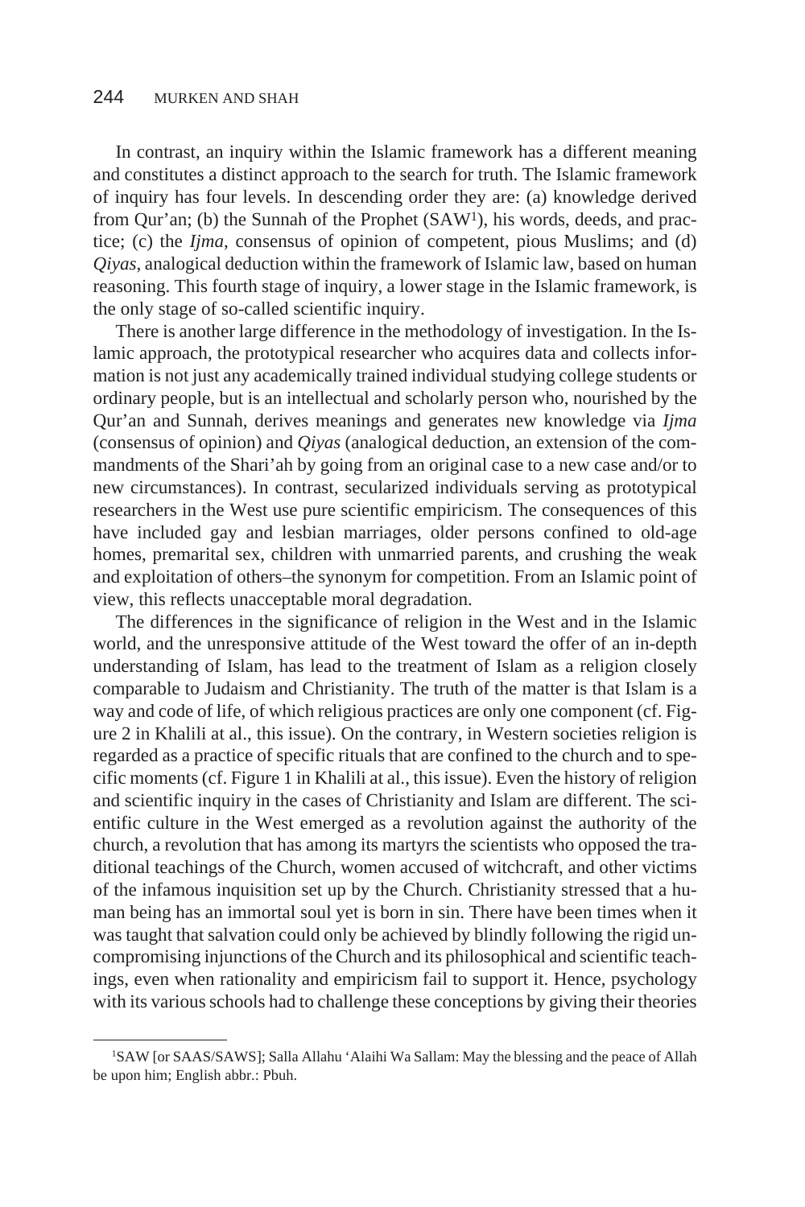In contrast, an inquiry within the Islamic framework has a different meaning and constitutes a distinct approach to the search for truth. The Islamic framework of inquiry has four levels. In descending order they are: (a) knowledge derived from Qur'an; (b) the Sunnah of the Prophet (SAW[1]), his words, deeds, and practice; (c) the *Ijma*, consensus of opinion of competent, pious Muslims; and (d) *Qiyas*, analogical deduction within the framework of Islamic law, based on human reasoning. This fourth stage of inquiry, a lower stage in the Islamic framework, is the only stage of so-called scientific inquiry.

There is another large difference in the methodology of investigation. In the Islamic approach, the prototypical researcher who acquires data and collects information is not just any academically trained individual studying college students or ordinary people, but is an intellectual and scholarly person who, nourished by the Qur'an and Sunnah, derives meanings and generates new knowledge via *Ijma* (consensus of opinion) and *Qiyas* (analogical deduction, an extension of the commandments of the Shari'ah by going from an original case to a new case and/or to new circumstances). In contrast, secularized individuals serving as prototypical researchers in the West use pure scientific empiricism. The consequences of this have included gay and lesbian marriages, older persons confined to old-age homes, premarital sex, children with unmarried parents, and crushing the weak and exploitation of others–the synonym for competition. From an Islamic point of view, this reflects unacceptable moral degradation.

The differences in the significance of religion in the West and in the Islamic world, and the unresponsive attitude of the West toward the offer of an in-depth understanding of Islam, has lead to the treatment of Islam as a religion closely comparable to Judaism and Christianity. The truth of the matter is that Islam is a way and code of life, of which religious practices are only one component (cf. Figure 2 in Khalili at al., this issue). On the contrary, in Western societies religion is regarded as a practice of specific rituals that are confined to the church and to specific moments (cf. Figure 1 in Khalili at al., this issue). Even the history of religion and scientific inquiry in the cases of Christianity and Islam are different. The scientific culture in the West emerged as a revolution against the authority of the church, a revolution that has among its martyrs the scientists who opposed the traditional teachings of the Church, women accused of witchcraft, and other victims of the infamous inquisition set up by the Church. Christianity stressed that a human being has an immortal soul yet is born in sin. There have been times when it was taught that salvation could only be achieved by blindly following the rigid uncompromising injunctions of the Church and its philosophical and scientific teachings, even when rationality and empiricism fail to support it. Hence, psychology with its various schools had to challenge these conceptions by giving their theories

[1]SAW [or SAAS/SAWS]; Salla Allahu 'Alaihi Wa Sallam: May the blessing and the peace of Allah be upon him; English abbr.: Pbuh.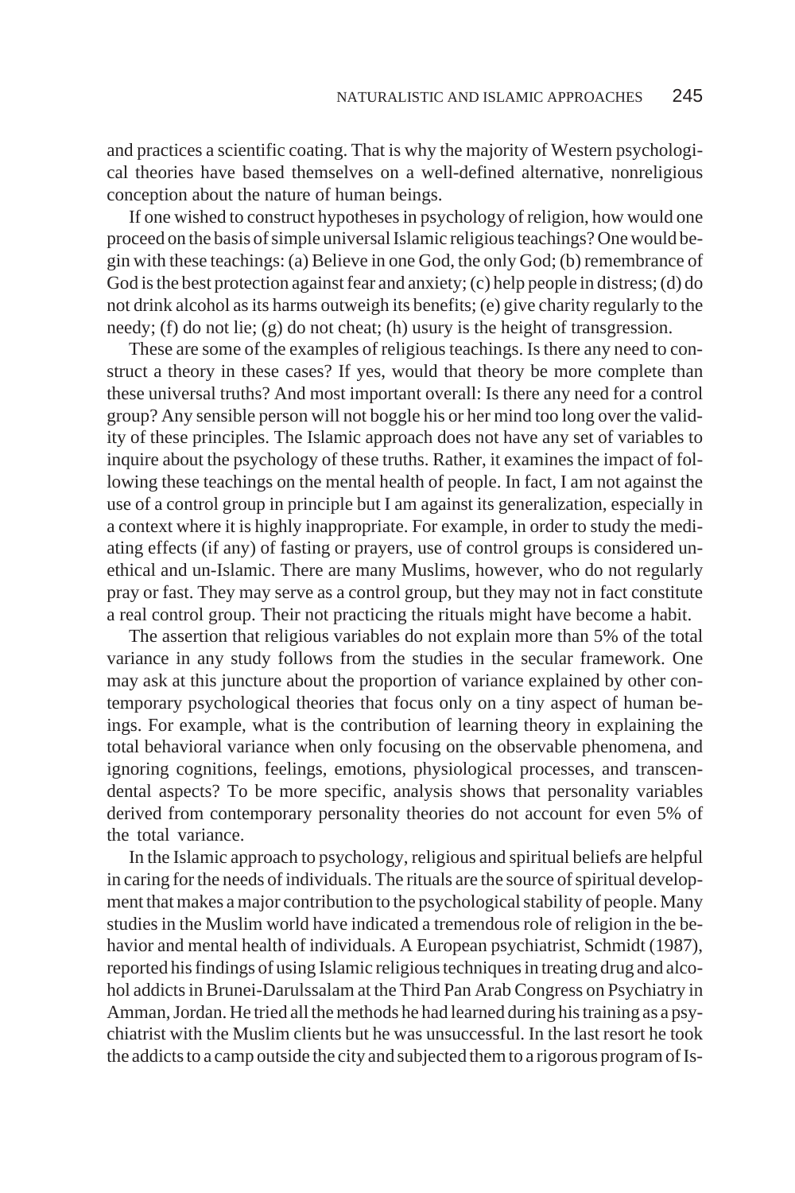and practices a scientific coating. That is why the majority of Western psychological theories have based themselves on a well-defined alternative, nonreligious conception about the nature of human beings.

If one wished to construct hypotheses in psychology of religion, how would one proceed on the basis of simple universal Islamic religious teachings? One would begin with these teachings: (a) Believe in one God, the only God; (b) remembrance of God is the best protection against fear and anxiety; (c) help people in distress; (d) do not drink alcohol as its harms outweigh its benefits; (e) give charity regularly to the needy; (f) do not lie; (g) do not cheat; (h) usury is the height of transgression.

These are some of the examples of religious teachings. Is there any need to construct a theory in these cases? If yes, would that theory be more complete than these universal truths? And most important overall: Is there any need for a control group? Any sensible person will not boggle his or her mind too long over the validity of these principles. The Islamic approach does not have any set of variables to inquire about the psychology of these truths. Rather, it examines the impact of following these teachings on the mental health of people. In fact, I am not against the use of a control group in principle but I am against its generalization, especially in a context where it is highly inappropriate. For example, in order to study the mediating effects (if any) of fasting or prayers, use of control groups is considered unethical and un-Islamic. There are many Muslims, however, who do not regularly pray or fast. They may serve as a control group, but they may not in fact constitute a real control group. Their not practicing the rituals might have become a habit.

The assertion that religious variables do not explain more than 5% of the total variance in any study follows from the studies in the secular framework. One may ask at this juncture about the proportion of variance explained by other contemporary psychological theories that focus only on a tiny aspect of human beings. For example, what is the contribution of learning theory in explaining the total behavioral variance when only focusing on the observable phenomena, and ignoring cognitions, feelings, emotions, physiological processes, and transcendental aspects? To be more specific, analysis shows that personality variables derived from contemporary personality theories do not account for even 5% of the total variance.

In the Islamic approach to psychology, religious and spiritual beliefs are helpful in caring for the needs of individuals. The rituals are the source of spiritual development that makes a major contribution to the psychological stability of people. Many studies in the Muslim world have indicated a tremendous role of religion in the behavior and mental health of individuals. A European psychiatrist, Schmidt (1987), reported his findings of using Islamic religious techniques in treating drug and alcohol addicts in Brunei-Darulssalam at the Third Pan Arab Congress on Psychiatry in Amman, Jordan. He tried all the methods he had learned during his training as a psychiatrist with the Muslim clients but he was unsuccessful. In the last resort he took the addicts to a camp outside the city and subjected them to a rigorous program of Is-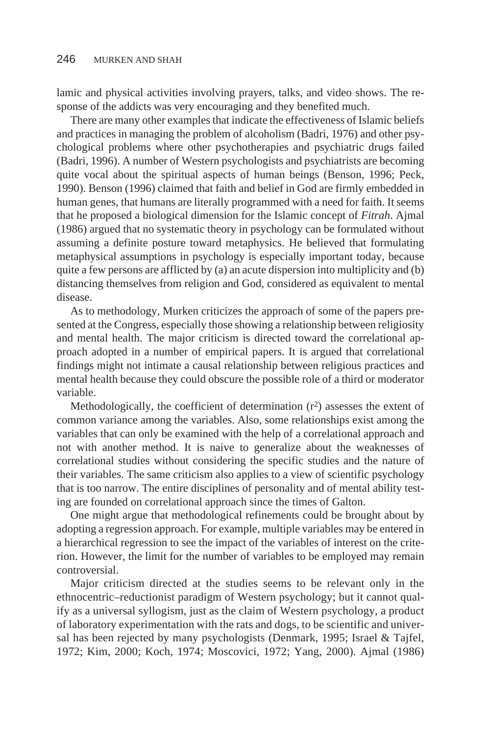lamic and physical activities involving prayers, talks, and video shows. The response of the addicts was very encouraging and they benefited much.

There are many other examples that indicate the effectiveness of Islamic beliefs and practices in managing the problem of alcoholism (Badri, 1976) and other psychological problems where other psychotherapies and psychiatric drugs failed (Badri, 1996). A number of Western psychologists and psychiatrists are becoming quite vocal about the spiritual aspects of human beings (Benson, 1996; Peck, 1990). Benson (1996) claimed that faith and belief in God are firmly embedded in human genes, that humans are literally programmed with a need for faith. It seems that he proposed a biological dimension for the Islamic concept of *Fitrah*. Ajmal (1986) argued that no systematic theory in psychology can be formulated without assuming a definite posture toward metaphysics. He believed that formulating metaphysical assumptions in psychology is especially important today, because quite a few persons are afflicted by (a) an acute dispersion into multiplicity and (b) distancing themselves from religion and God, considered as equivalent to mental disease.

As to methodology, Murken criticizes the approach of some of the papers presented at the Congress, especially those showing a relationship between religiosity and mental health. The major criticism is directed toward the correlational approach adopted in a number of empirical papers. It is argued that correlational findings might not intimate a causal relationship between religious practices and mental health because they could obscure the possible role of a third or moderator variable.

Methodologically, the coefficient of determination ($r^2$) assesses the extent of common variance among the variables. Also, some relationships exist among the variables that can only be examined with the help of a correlational approach and not with another method. It is naive to generalize about the weaknesses of correlational studies without considering the specific studies and the nature of their variables. The same criticism also applies to a view of scientific psychology that is too narrow. The entire disciplines of personality and of mental ability testing are founded on correlational approach since the times of Galton.

One might argue that methodological refinements could be brought about by adopting a regression approach. For example, multiple variables may be entered in a hierarchical regression to see the impact of the variables of interest on the criterion. However, the limit for the number of variables to be employed may remain controversial.

Major criticism directed at the studies seems to be relevant only in the ethnocentric–reductionist paradigm of Western psychology; but it cannot qualify as a universal syllogism, just as the claim of Western psychology, a product of laboratory experimentation with the rats and dogs, to be scientific and universal has been rejected by many psychologists (Denmark, 1995; Israel & Tajfel, 1972; Kim, 2000; Koch, 1974; Moscovici, 1972; Yang, 2000). Ajmal (1986)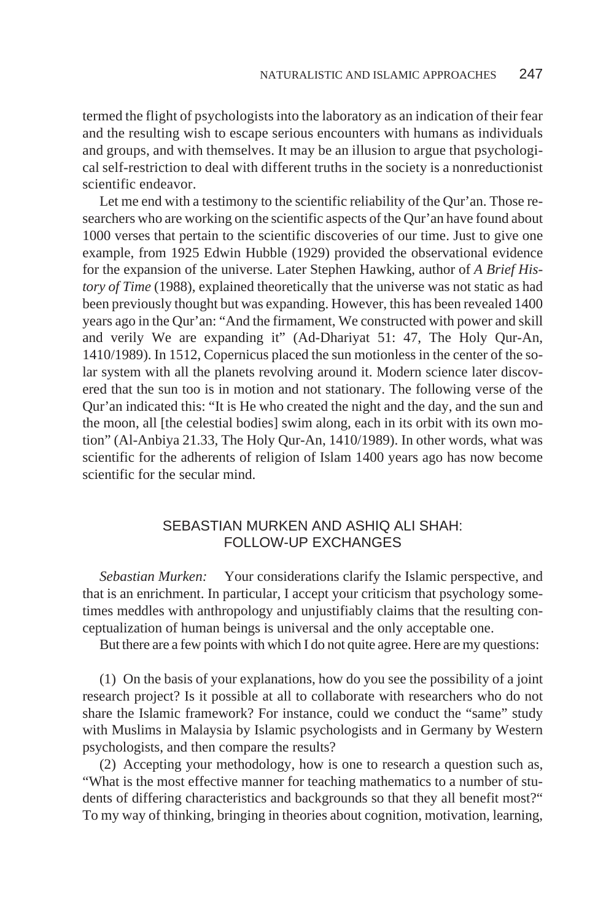termed the flight of psychologists into the laboratory as an indication of their fear and the resulting wish to escape serious encounters with humans as individuals and groups, and with themselves. It may be an illusion to argue that psychological self-restriction to deal with different truths in the society is a nonreductionist scientific endeavor.

Let me end with a testimony to the scientific reliability of the Qur'an. Those researchers who are working on the scientific aspects of the Qur'an have found about 1000 verses that pertain to the scientific discoveries of our time. Just to give one example, from 1925 Edwin Hubble (1929) provided the observational evidence for the expansion of the universe. Later Stephen Hawking, author of *A Brief History of Time* (1988), explained theoretically that the universe was not static as had been previously thought but was expanding. However, this has been revealed 1400 years ago in the Qur'an: "And the firmament, We constructed with power and skill and verily We are expanding it" (Ad-Dhariyat 51: 47, The Holy Qur-An, 1410/1989). In 1512, Copernicus placed the sun motionless in the center of the solar system with all the planets revolving around it. Modern science later discovered that the sun too is in motion and not stationary. The following verse of the Qur'an indicated this: "It is He who created the night and the day, and the sun and the moon, all [the celestial bodies] swim along, each in its orbit with its own motion" (Al-Anbiya 21.33, The Holy Qur-An, 1410/1989). In other words, what was scientific for the adherents of religion of Islam 1400 years ago has now become scientific for the secular mind.

## SEBASTIAN MURKEN AND ASHIQ ALI SHAH: FOLLOW-UP EXCHANGES

*Sebastian Murken:* Your considerations clarify the Islamic perspective, and that is an enrichment. In particular, I accept your criticism that psychology sometimes meddles with anthropology and unjustifiably claims that the resulting conceptualization of human beings is universal and the only acceptable one.

But there are a few points with which I do not quite agree. Here are my questions:

(1) On the basis of your explanations, how do you see the possibility of a joint research project? Is it possible at all to collaborate with researchers who do not share the Islamic framework? For instance, could we conduct the "same" study with Muslims in Malaysia by Islamic psychologists and in Germany by Western psychologists, and then compare the results?

(2) Accepting your methodology, how is one to research a question such as, "What is the most effective manner for teaching mathematics to a number of students of differing characteristics and backgrounds so that they all benefit most?" To my way of thinking, bringing in theories about cognition, motivation, learning,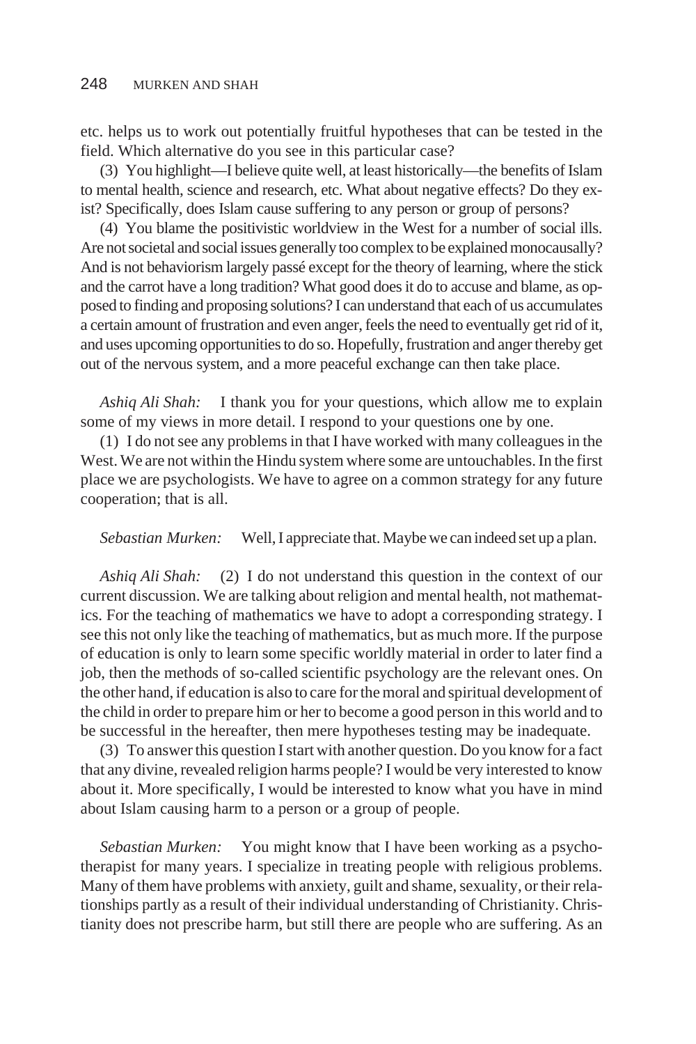etc. helps us to work out potentially fruitful hypotheses that can be tested in the field. Which alternative do you see in this particular case?

(3) You highlight—I believe quite well, at least historically—the benefits of Islam to mental health, science and research, etc. What about negative effects? Do they exist? Specifically, does Islam cause suffering to any person or group of persons?

(4) You blame the positivistic worldview in the West for a number of social ills. Are not societal and social issues generally too complex to be explained monocausally? And is not behaviorism largely passé except for the theory of learning, where the stick and the carrot have a long tradition? What good does it do to accuse and blame, as opposed to finding and proposing solutions? I can understand that each of us accumulates a certain amount of frustration and even anger, feels the need to eventually get rid of it, and uses upcoming opportunities to do so. Hopefully, frustration and anger thereby get out of the nervous system, and a more peaceful exchange can then take place.

*Ashiq Ali Shah:* I thank you for your questions, which allow me to explain some of my views in more detail. I respond to your questions one by one.

(1) I do not see any problems in that I have worked with many colleagues in the West. We are not within the Hindu system where some are untouchables. In the first place we are psychologists. We have to agree on a common strategy for any future cooperation; that is all.

*Sebastian Murken:* Well, I appreciate that. Maybe we can indeed set up a plan.

*Ashiq Ali Shah:* (2) I do not understand this question in the context of our current discussion. We are talking about religion and mental health, not mathematics. For the teaching of mathematics we have to adopt a corresponding strategy. I see this not only like the teaching of mathematics, but as much more. If the purpose of education is only to learn some specific worldly material in order to later find a job, then the methods of so-called scientific psychology are the relevant ones. On the other hand, if education is also to care for the moral and spiritual development of the child in order to prepare him or her to become a good person in this world and to be successful in the hereafter, then mere hypotheses testing may be inadequate.

(3) To answer this question I start with another question. Do you know for a fact that any divine, revealed religion harms people? I would be very interested to know about it. More specifically, I would be interested to know what you have in mind about Islam causing harm to a person or a group of people.

*Sebastian Murken:* You might know that I have been working as a psychotherapist for many years. I specialize in treating people with religious problems. Many of them have problems with anxiety, guilt and shame, sexuality, or their relationships partly as a result of their individual understanding of Christianity. Christianity does not prescribe harm, but still there are people who are suffering. As an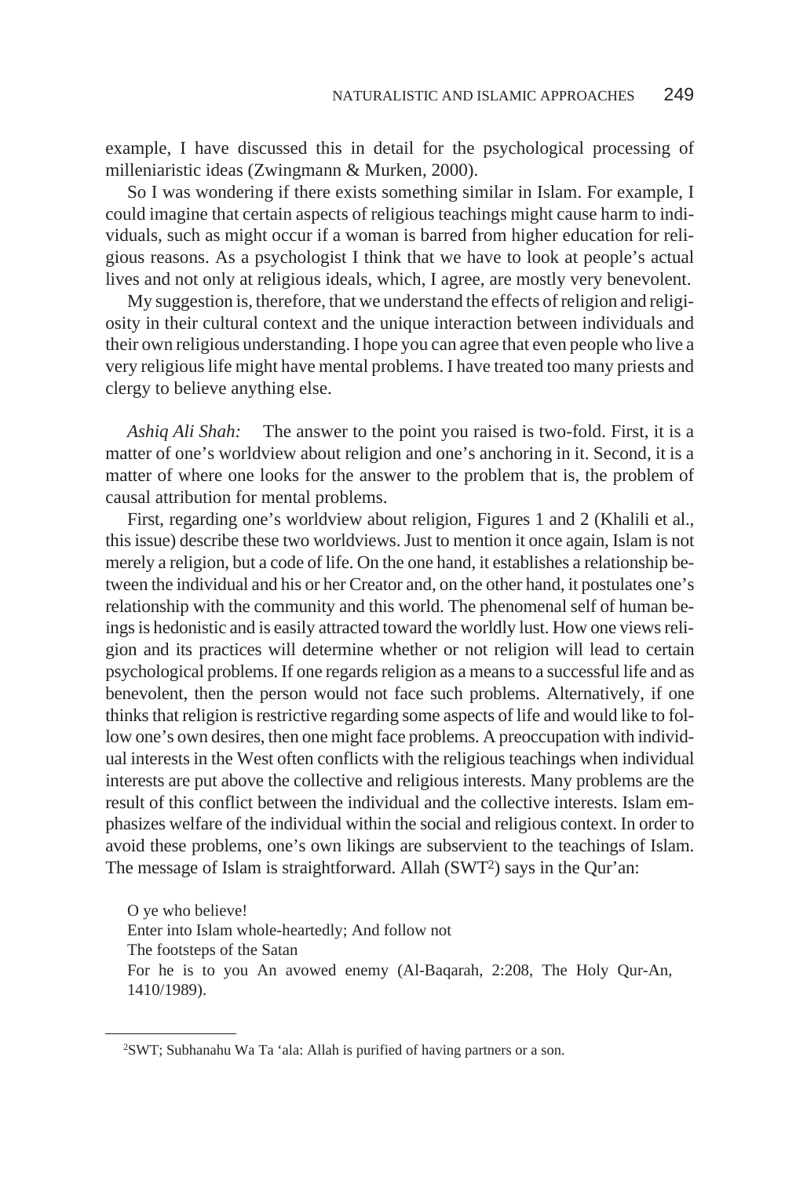example, I have discussed this in detail for the psychological processing of milleniaristic ideas (Zwingmann & Murken, 2000).

So I was wondering if there exists something similar in Islam. For example, I could imagine that certain aspects of religious teachings might cause harm to individuals, such as might occur if a woman is barred from higher education for religious reasons. As a psychologist I think that we have to look at people's actual lives and not only at religious ideals, which, I agree, are mostly very benevolent.

My suggestion is, therefore, that we understand the effects of religion and religiosity in their cultural context and the unique interaction between individuals and their own religious understanding. I hope you can agree that even people who live a very religious life might have mental problems. I have treated too many priests and clergy to believe anything else.

*Ashiq Ali Shah:* The answer to the point you raised is two-fold. First, it is a matter of one's worldview about religion and one's anchoring in it. Second, it is a matter of where one looks for the answer to the problem that is, the problem of causal attribution for mental problems.

First, regarding one's worldview about religion, Figures 1 and 2 (Khalili et al., this issue) describe these two worldviews. Just to mention it once again, Islam is not merely a religion, but a code of life. On the one hand, it establishes a relationship between the individual and his or her Creator and, on the other hand, it postulates one's relationship with the community and this world. The phenomenal self of human beings is hedonistic and is easily attracted toward the worldly lust. How one views religion and its practices will determine whether or not religion will lead to certain psychological problems. If one regards religion as a means to a successful life and as benevolent, then the person would not face such problems. Alternatively, if one thinks that religion is restrictive regarding some aspects of life and would like to follow one's own desires, then one might face problems. A preoccupation with individual interests in the West often conflicts with the religious teachings when individual interests are put above the collective and religious interests. Many problems are the result of this conflict between the individual and the collective interests. Islam emphasizes welfare of the individual within the social and religious context. In order to avoid these problems, one's own likings are subservient to the teachings of Islam. The message of Islam is straightforward. Allah (SWT[2]) says in the Qur'an:

> O ye who believe!
> Enter into Islam whole-heartedly; And follow not
> The footsteps of the Satan
> For he is to you An avowed enemy (Al-Baqarah, 2:208, The Holy Qur-An, 1410/1989).

---

[2]SWT; Subhanahu Wa Ta 'ala: Allah is purified of having partners or a son.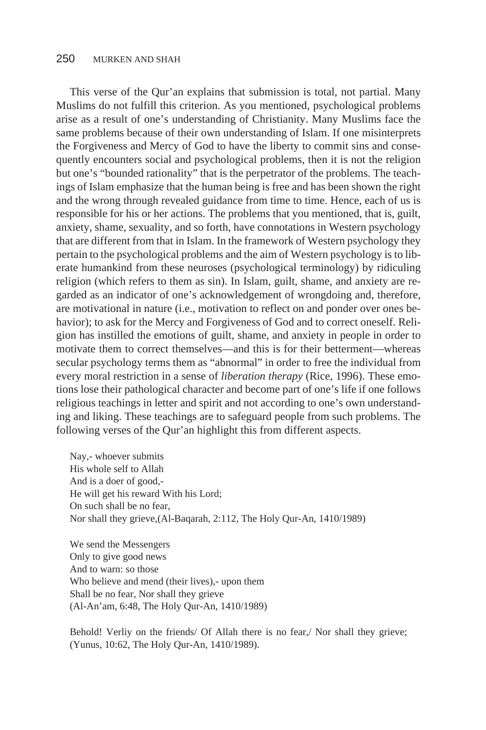This verse of the Qur'an explains that submission is total, not partial. Many Muslims do not fulfill this criterion. As you mentioned, psychological problems arise as a result of one's understanding of Christianity. Many Muslims face the same problems because of their own understanding of Islam. If one misinterprets the Forgiveness and Mercy of God to have the liberty to commit sins and consequently encounters social and psychological problems, then it is not the religion but one's "bounded rationality" that is the perpetrator of the problems. The teachings of Islam emphasize that the human being is free and has been shown the right and the wrong through revealed guidance from time to time. Hence, each of us is responsible for his or her actions. The problems that you mentioned, that is, guilt, anxiety, shame, sexuality, and so forth, have connotations in Western psychology that are different from that in Islam. In the framework of Western psychology they pertain to the psychological problems and the aim of Western psychology is to liberate humankind from these neuroses (psychological terminology) by ridiculing religion (which refers to them as sin). In Islam, guilt, shame, and anxiety are regarded as an indicator of one's acknowledgement of wrongdoing and, therefore, are motivational in nature (i.e., motivation to reflect on and ponder over ones behavior); to ask for the Mercy and Forgiveness of God and to correct oneself. Religion has instilled the emotions of guilt, shame, and anxiety in people in order to motivate them to correct themselves—and this is for their betterment—whereas secular psychology terms them as "abnormal" in order to free the individual from every moral restriction in a sense of *liberation therapy* (Rice, 1996). These emotions lose their pathological character and become part of one's life if one follows religious teachings in letter and spirit and not according to one's own understanding and liking. These teachings are to safeguard people from such problems. The following verses of the Qur'an highlight this from different aspects.

> Nay,- whoever submits
> His whole self to Allah
> And is a doer of good,-
> He will get his reward With his Lord;
> On such shall be no fear,
> Nor shall they grieve,(Al-Baqarah, 2:112, The Holy Qur-An, 1410/1989)

> We send the Messengers
> Only to give good news
> And to warn: so those
> Who believe and mend (their lives),- upon them
> Shall be no fear, Nor shall they grieve
> (Al-An'am, 6:48, The Holy Qur-An, 1410/1989)

> Behold! Verliy on the friends/ Of Allah there is no fear,/ Nor shall they grieve; (Yunus, 10:62, The Holy Qur-An, 1410/1989).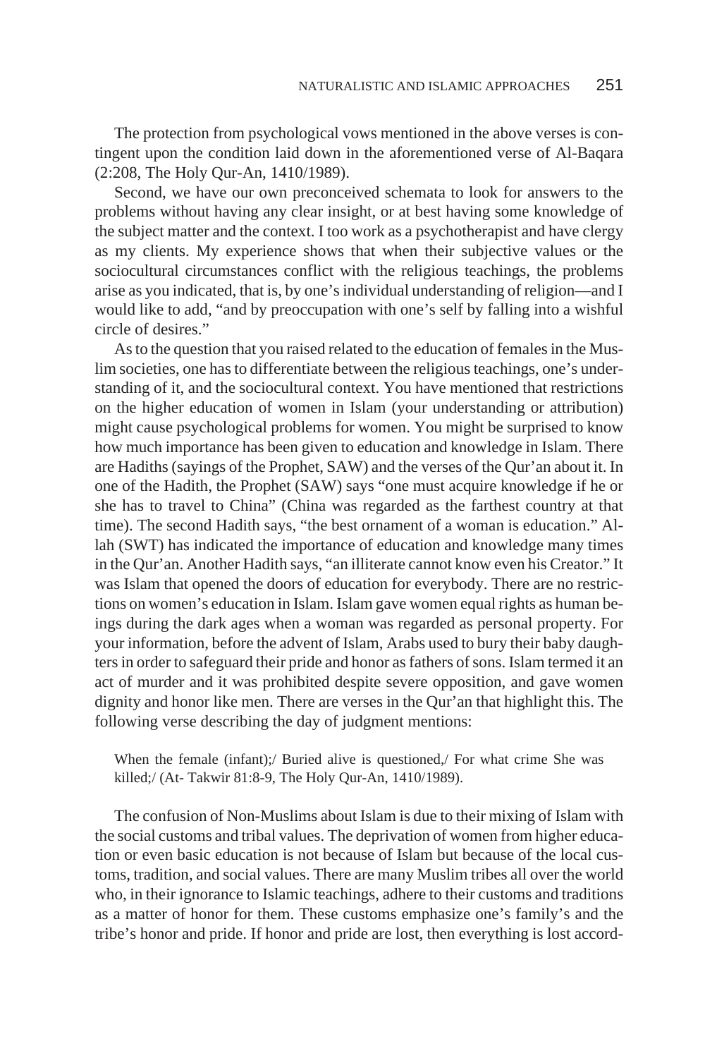The protection from psychological vows mentioned in the above verses is contingent upon the condition laid down in the aforementioned verse of Al-Baqara (2:208, The Holy Qur-An, 1410/1989).

Second, we have our own preconceived schemata to look for answers to the problems without having any clear insight, or at best having some knowledge of the subject matter and the context. I too work as a psychotherapist and have clergy as my clients. My experience shows that when their subjective values or the sociocultural circumstances conflict with the religious teachings, the problems arise as you indicated, that is, by one's individual understanding of religion—and I would like to add, "and by preoccupation with one's self by falling into a wishful circle of desires."

As to the question that you raised related to the education of females in the Muslim societies, one has to differentiate between the religious teachings, one's understanding of it, and the sociocultural context. You have mentioned that restrictions on the higher education of women in Islam (your understanding or attribution) might cause psychological problems for women. You might be surprised to know how much importance has been given to education and knowledge in Islam. There are Hadiths (sayings of the Prophet, SAW) and the verses of the Qur'an about it. In one of the Hadith, the Prophet (SAW) says "one must acquire knowledge if he or she has to travel to China" (China was regarded as the farthest country at that time). The second Hadith says, "the best ornament of a woman is education." Allah (SWT) has indicated the importance of education and knowledge many times in the Qur'an. Another Hadith says, "an illiterate cannot know even his Creator." It was Islam that opened the doors of education for everybody. There are no restrictions on women's education in Islam. Islam gave women equal rights as human beings during the dark ages when a woman was regarded as personal property. For your information, before the advent of Islam, Arabs used to bury their baby daughters in order to safeguard their pride and honor as fathers of sons. Islam termed it an act of murder and it was prohibited despite severe opposition, and gave women dignity and honor like men. There are verses in the Qur'an that highlight this. The following verse describing the day of judgment mentions:

> When the female (infant);/ Buried alive is questioned,/ For what crime She was killed;/ (At- Takwir 81:8-9, The Holy Qur-An, 1410/1989).

The confusion of Non-Muslims about Islam is due to their mixing of Islam with the social customs and tribal values. The deprivation of women from higher education or even basic education is not because of Islam but because of the local customs, tradition, and social values. There are many Muslim tribes all over the world who, in their ignorance to Islamic teachings, adhere to their customs and traditions as a matter of honor for them. These customs emphasize one's family's and the tribe's honor and pride. If honor and pride are lost, then everything is lost accord-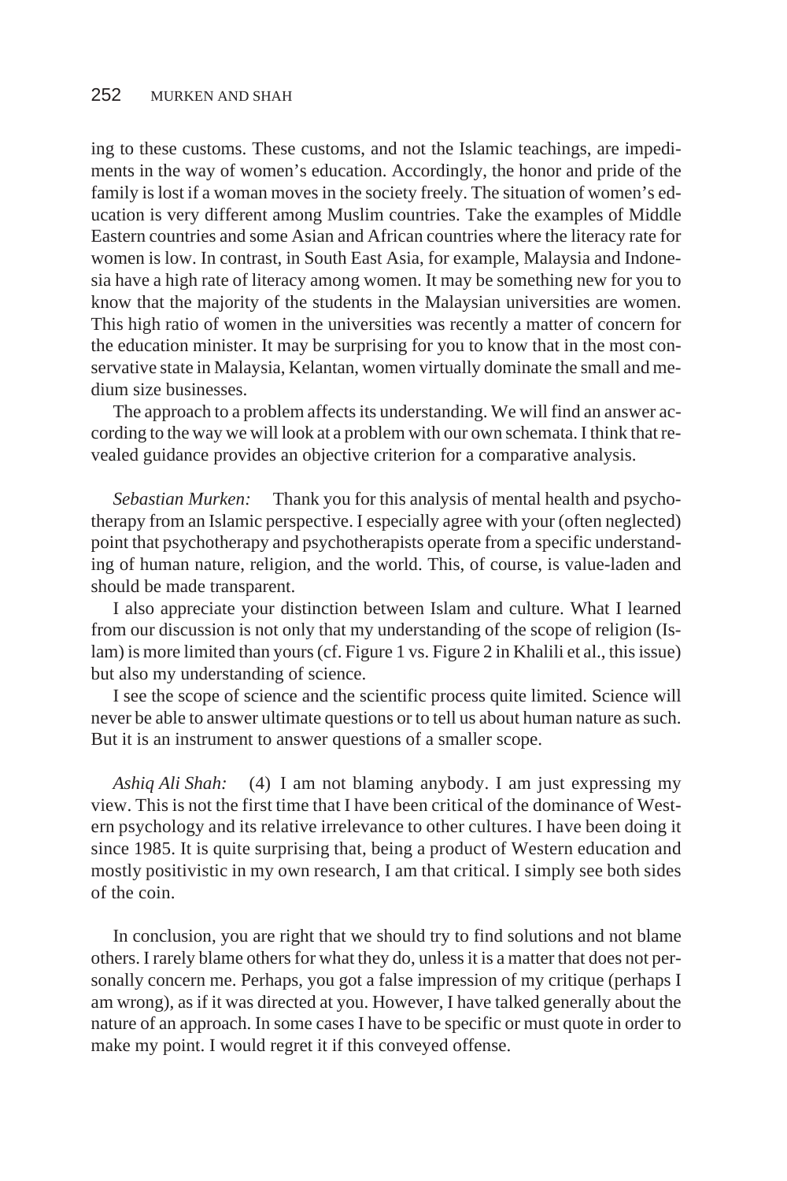ing to these customs. These customs, and not the Islamic teachings, are impediments in the way of women's education. Accordingly, the honor and pride of the family is lost if a woman moves in the society freely. The situation of women's education is very different among Muslim countries. Take the examples of Middle Eastern countries and some Asian and African countries where the literacy rate for women is low. In contrast, in South East Asia, for example, Malaysia and Indonesia have a high rate of literacy among women. It may be something new for you to know that the majority of the students in the Malaysian universities are women. This high ratio of women in the universities was recently a matter of concern for the education minister. It may be surprising for you to know that in the most conservative state in Malaysia, Kelantan, women virtually dominate the small and medium size businesses.

The approach to a problem affects its understanding. We will find an answer according to the way we will look at a problem with our own schemata. I think that revealed guidance provides an objective criterion for a comparative analysis.

*Sebastian Murken:* Thank you for this analysis of mental health and psychotherapy from an Islamic perspective. I especially agree with your (often neglected) point that psychotherapy and psychotherapists operate from a specific understanding of human nature, religion, and the world. This, of course, is value-laden and should be made transparent.

I also appreciate your distinction between Islam and culture. What I learned from our discussion is not only that my understanding of the scope of religion (Islam) is more limited than yours (cf. Figure 1 vs. Figure 2 in Khalili et al., this issue) but also my understanding of science.

I see the scope of science and the scientific process quite limited. Science will never be able to answer ultimate questions or to tell us about human nature as such. But it is an instrument to answer questions of a smaller scope.

*Ashiq Ali Shah:* (4) I am not blaming anybody. I am just expressing my view. This is not the first time that I have been critical of the dominance of Western psychology and its relative irrelevance to other cultures. I have been doing it since 1985. It is quite surprising that, being a product of Western education and mostly positivistic in my own research, I am that critical. I simply see both sides of the coin.

In conclusion, you are right that we should try to find solutions and not blame others. I rarely blame others for what they do, unless it is a matter that does not personally concern me. Perhaps, you got a false impression of my critique (perhaps I am wrong), as if it was directed at you. However, I have talked generally about the nature of an approach. In some cases I have to be specific or must quote in order to make my point. I would regret it if this conveyed offense.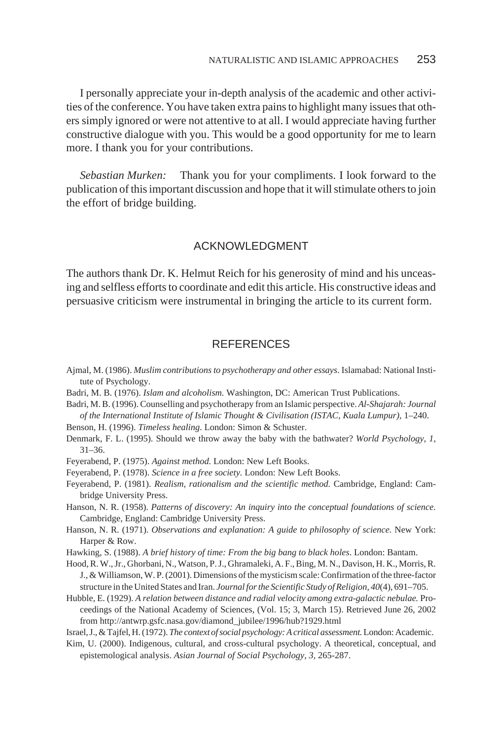I personally appreciate your in-depth analysis of the academic and other activities of the conference. You have taken extra pains to highlight many issues that others simply ignored or were not attentive to at all. I would appreciate having further constructive dialogue with you. This would be a good opportunity for me to learn more. I thank you for your contributions.

*Sebastian Murken:* Thank you for your compliments. I look forward to the publication of this important discussion and hope that it will stimulate others to join the effort of bridge building.

## ACKNOWLEDGMENT

The authors thank Dr. K. Helmut Reich for his generosity of mind and his unceasing and selfless efforts to coordinate and edit this article. His constructive ideas and persuasive criticism were instrumental in bringing the article to its current form.

## REFERENCES

Ajmal, M. (1986). *Muslim contributions to psychotherapy and other essays*. Islamabad: National Institute of Psychology.

Badri, M. B. (1976). *Islam and alcoholism.* Washington, DC: American Trust Publications.

Badri, M. B. (1996). Counselling and psychotherapy from an Islamic perspective. *Al-Shajarah: Journal of the International Institute of Islamic Thought & Civilisation (ISTAC, Kuala Lumpur)*, 1–240.

Benson, H. (1996). *Timeless healing*. London: Simon & Schuster.

Denmark, F. L. (1995). Should we throw away the baby with the bathwater? *World Psychology, 1,* 31–36.

Feyerabend, P. (1975). *Against method.* London: New Left Books.

Feyerabend, P. (1978). *Science in a free society.* London: New Left Books.

Feyerabend, P. (1981). *Realism, rationalism and the scientific method.* Cambridge, England: Cambridge University Press.

Hanson, N. R. (1958). *Patterns of discovery: An inquiry into the conceptual foundations of science.* Cambridge, England: Cambridge University Press.

Hanson, N. R. (1971). *Observations and explanation: A guide to philosophy of science.* New York: Harper & Row.

Hawking, S. (1988). *A brief history of time: From the big bang to black holes*. London: Bantam.

Hood, R. W., Jr., Ghorbani, N., Watson, P. J., Ghramaleki, A. F., Bing, M. N., Davison, H. K., Morris, R. J., & Williamson, W. P. (2001). Dimensions of the mysticism scale: Confirmation of the three-factor structure in the United States and Iran. *Journal for the Scientific Study of Religion, 40*(4), 691–705.

Hubble, E. (1929). *A relation between distance and radial velocity among extra-galactic nebulae.* Proceedings of the National Academy of Sciences, (Vol. 15; 3, March 15). Retrieved June 26, 2002 from http://antwrp.gsfc.nasa.gov/diamond_jubilee/1996/hub?1929.html

Israel, J., & Tajfel, H. (1972). *The context of social psychology: A critical assessment.* London: Academic.

Kim, U. (2000). Indigenous, cultural, and cross-cultural psychology. A theoretical, conceptual, and epistemological analysis. *Asian Journal of Social Psychology, 3,* 265-287.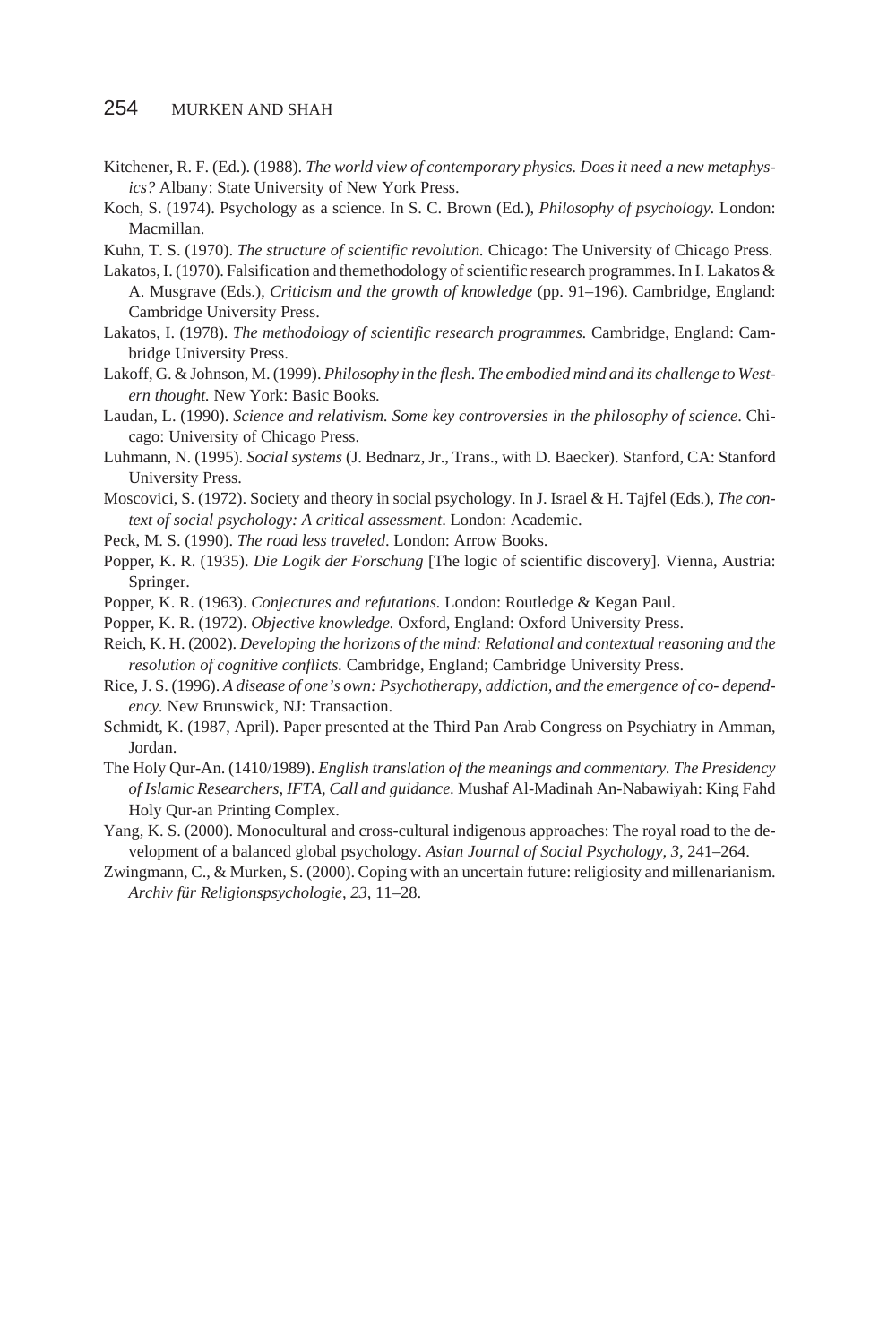Kitchener, R. F. (Ed.). (1988). *The world view of contemporary physics. Does it need a new metaphysics?* Albany: State University of New York Press.

Koch, S. (1974). Psychology as a science. In S. C. Brown (Ed.), *Philosophy of psychology*. London: Macmillan.

Kuhn, T. S. (1970). *The structure of scientific revolution.* Chicago: The University of Chicago Press.

Lakatos, I. (1970). Falsification and themethodology of scientific research programmes. In I. Lakatos & A. Musgrave (Eds.), *Criticism and the growth of knowledge* (pp. 91–196). Cambridge, England: Cambridge University Press.

Lakatos, I. (1978). *The methodology of scientific research programmes.* Cambridge, England: Cambridge University Press.

Lakoff, G. & Johnson, M. (1999). *Philosophy in the flesh. The embodied mind and its challenge to Western thought.* New York: Basic Books.

Laudan, L. (1990). *Science and relativism. Some key controversies in the philosophy of science*. Chicago: University of Chicago Press.

Luhmann, N. (1995). *Social systems* (J. Bednarz, Jr., Trans., with D. Baecker). Stanford, CA: Stanford University Press.

Moscovici, S. (1972). Society and theory in social psychology. In J. Israel & H. Tajfel (Eds.), *The context of social psychology: A critical assessment*. London: Academic.

Peck, M. S. (1990). *The road less traveled*. London: Arrow Books.

Popper, K. R. (1935). *Die Logik der Forschung* [The logic of scientific discovery]. Vienna, Austria: Springer.

Popper, K. R. (1963). *Conjectures and refutations.* London: Routledge & Kegan Paul.

Popper, K. R. (1972). *Objective knowledge.* Oxford, England: Oxford University Press.

Reich, K. H. (2002). *Developing the horizons of the mind: Relational and contextual reasoning and the resolution of cognitive conflicts.* Cambridge, England; Cambridge University Press.

Rice, J. S. (1996). *A disease of one's own: Psychotherapy, addiction, and the emergence of co- dependency.* New Brunswick, NJ: Transaction.

Schmidt, K. (1987, April). Paper presented at the Third Pan Arab Congress on Psychiatry in Amman, Jordan.

The Holy Qur-An. (1410/1989). *English translation of the meanings and commentary. The Presidency of Islamic Researchers, IFTA, Call and guidance.* Mushaf Al-Madinah An-Nabawiyah: King Fahd Holy Qur-an Printing Complex.

Yang, K. S. (2000). Monocultural and cross-cultural indigenous approaches: The royal road to the development of a balanced global psychology. *Asian Journal of Social Psychology, 3,* 241–264.

Zwingmann, C., & Murken, S. (2000). Coping with an uncertain future: religiosity and millenarianism. *Archiv für Religionspsychologie, 23,* 11–28.